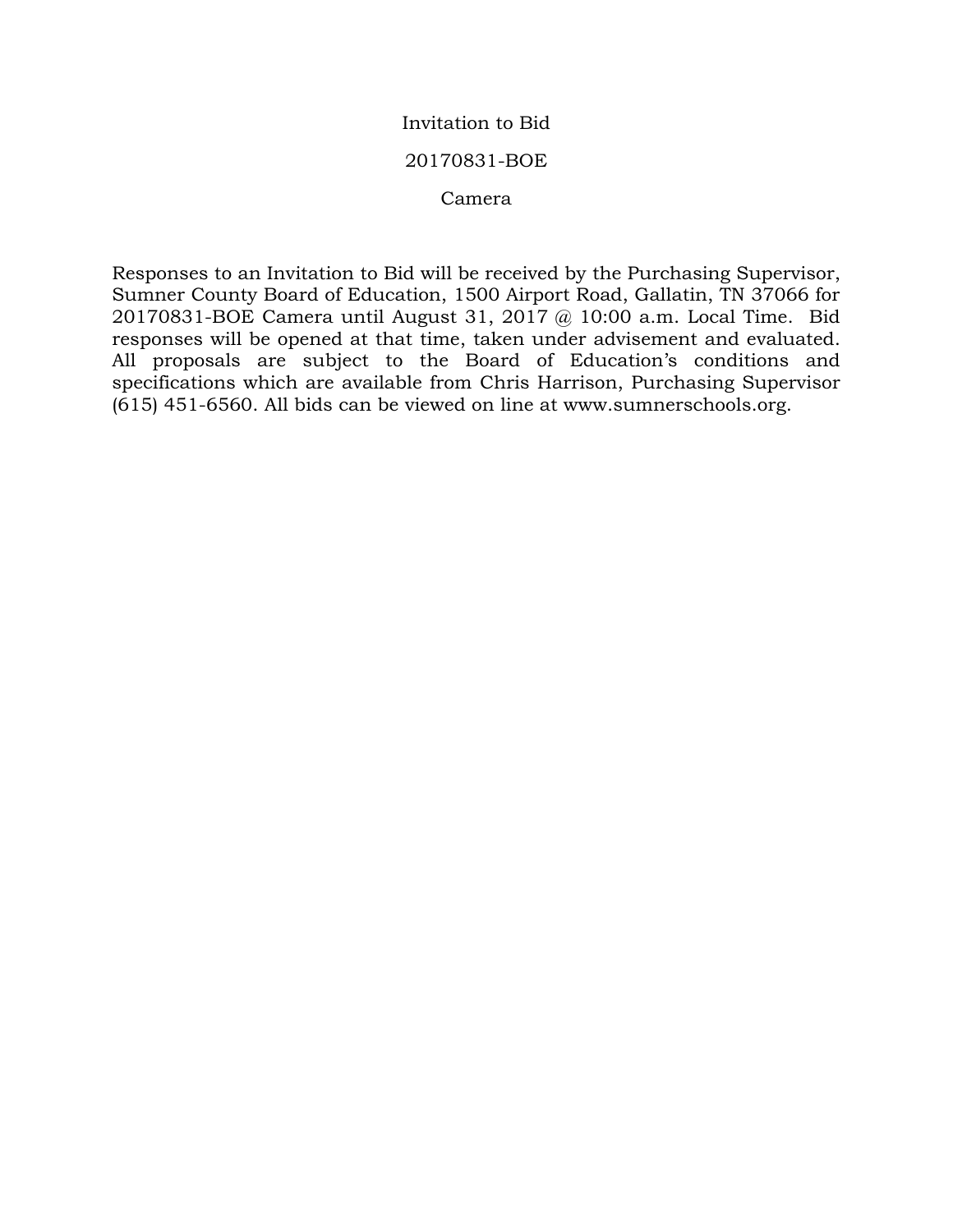# Invitation to Bid

## 20170831-BOE

## Camera

Responses to an Invitation to Bid will be received by the Purchasing Supervisor, Sumner County Board of Education, 1500 Airport Road, Gallatin, TN 37066 for 20170831-BOE Camera until August 31, 2017 @ 10:00 a.m. Local Time. Bid responses will be opened at that time, taken under advisement and evaluated. All proposals are subject to the Board of Education's conditions and specifications which are available from Chris Harrison, Purchasing Supervisor (615) 451-6560. All bids can be viewed on line at www.sumnerschools.org.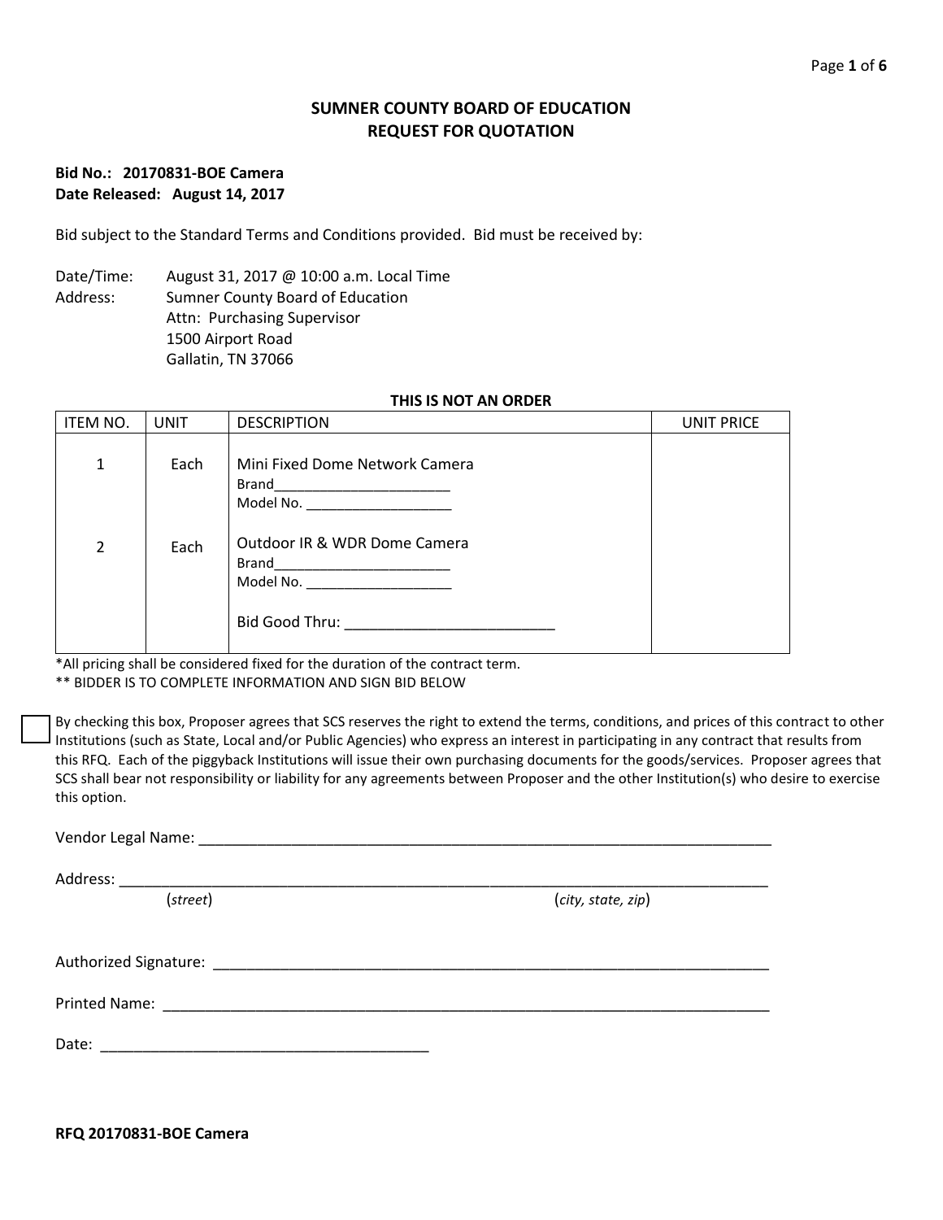# SUMNER COUNTY BOARD OF EDUCATION
# REQUEST FOR QUOTATION

**Bid No.: 20170831-BOE Camera**
**Date Released: August 14, 2017**

Bid subject to the Standard Terms and Conditions provided. Bid must be received by:

Date/Time: August 31, 2017 @ 10:00 a.m. Local Time
Address: Sumner County Board of Education
Attn: Purchasing Supervisor
1500 Airport Road
Gallatin, TN 37066

**THIS IS NOT AN ORDER**

| ITEM NO. | UNIT | DESCRIPTION | UNIT PRICE |
|---|---|---|---|
| 1 | Each | Mini Fixed Dome Network Camera<br>Brand_______________________<br>Model No. ___________________ | |
| 2 | Each | Outdoor IR & WDR Dome Camera<br>Brand_______________________<br>Model No. ___________________<br><br>Bid Good Thru: _________________________ | |

*All pricing shall be considered fixed for the duration of the contract term.
** BIDDER IS TO COMPLETE INFORMATION AND SIGN BID BELOW

☐ By checking this box, Proposer agrees that SCS reserves the right to extend the terms, conditions, and prices of this contract to other Institutions (such as State, Local and/or Public Agencies) who express an interest in participating in any contract that results from this RFQ. Each of the piggyback Institutions will issue their own purchasing documents for the goods/services. Proposer agrees that SCS shall bear not responsibility or liability for any agreements between Proposer and the other Institution(s) who desire to exercise this option.

Vendor Legal Name: ______________________________________________________________________

Address: ______________________________________________________________________________
(*street*) (*city, state, zip*)

Authorized Signature: ____________________________________________________________________

Printed Name: _________________________________________________________________________

Date: ________________________________________

**RFQ 20170831-BOE Camera**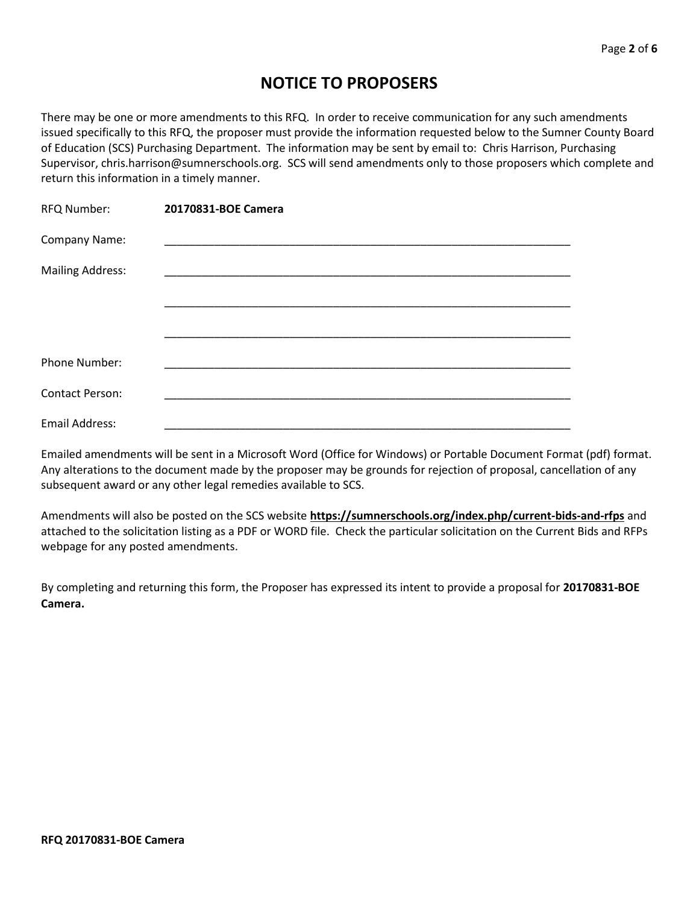# NOTICE TO PROPOSERS

There may be one or more amendments to this RFQ. In order to receive communication for any such amendments issued specifically to this RFQ, the proposer must provide the information requested below to the Sumner County Board of Education (SCS) Purchasing Department. The information may be sent by email to: Chris Harrison, Purchasing Supervisor, chris.harrison@sumnerschools.org. SCS will send amendments only to those proposers which complete and return this information in a timely manner.

RFQ Number: **20170831-BOE Camera**

Company Name: ___________________________________________________________________

Mailing Address: ___________________________________________________________________

___________________________________________________________________

___________________________________________________________________

Phone Number: ___________________________________________________________________

Contact Person: ___________________________________________________________________

Email Address: ___________________________________________________________________

Emailed amendments will be sent in a Microsoft Word (Office for Windows) or Portable Document Format (pdf) format. Any alterations to the document made by the proposer may be grounds for rejection of proposal, cancellation of any subsequent award or any other legal remedies available to SCS.

Amendments will also be posted on the SCS website **https://sumnerschools.org/index.php/current-bids-and-rfps** and attached to the solicitation listing as a PDF or WORD file. Check the particular solicitation on the Current Bids and RFPs webpage for any posted amendments.

By completing and returning this form, the Proposer has expressed its intent to provide a proposal for **20170831-BOE Camera.**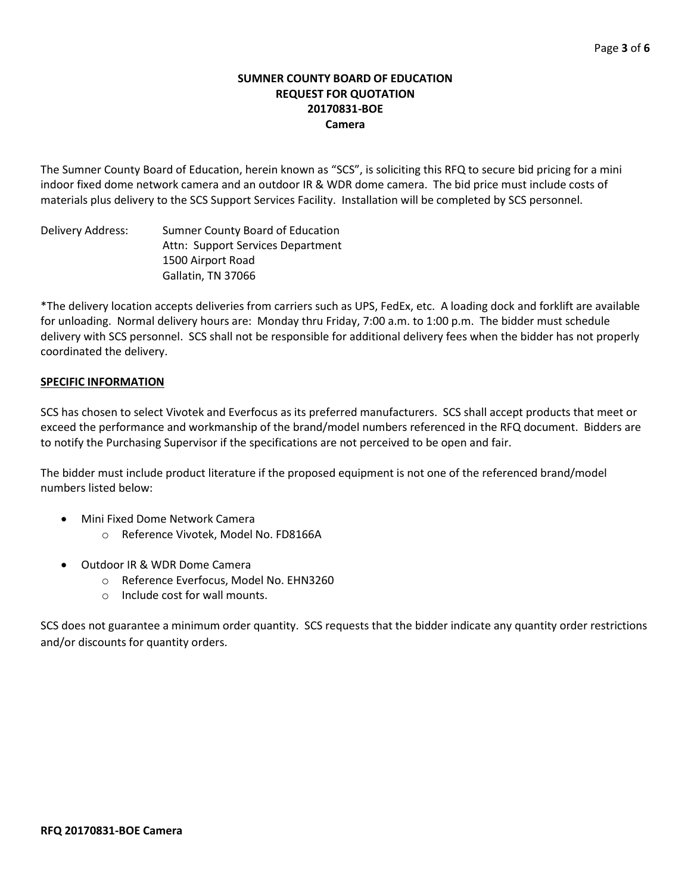# SUMNER COUNTY BOARD OF EDUCATION
## REQUEST FOR QUOTATION
## 20170831-BOE
## Camera

The Sumner County Board of Education, herein known as "SCS", is soliciting this RFQ to secure bid pricing for a mini indoor fixed dome network camera and an outdoor IR & WDR dome camera. The bid price must include costs of materials plus delivery to the SCS Support Services Facility. Installation will be completed by SCS personnel.

Delivery Address: Sumner County Board of Education
Attn: Support Services Department
1500 Airport Road
Gallatin, TN 37066

*The delivery location accepts deliveries from carriers such as UPS, FedEx, etc. A loading dock and forklift are available for unloading. Normal delivery hours are: Monday thru Friday, 7:00 a.m. to 1:00 p.m. The bidder must schedule delivery with SCS personnel. SCS shall not be responsible for additional delivery fees when the bidder has not properly coordinated the delivery.

**SPECIFIC INFORMATION**

SCS has chosen to select Vivotek and Everfocus as its preferred manufacturers. SCS shall accept products that meet or exceed the performance and workmanship of the brand/model numbers referenced in the RFQ document. Bidders are to notify the Purchasing Supervisor if the specifications are not perceived to be open and fair.

The bidder must include product literature if the proposed equipment is not one of the referenced brand/model numbers listed below:

- Mini Fixed Dome Network Camera
  - Reference Vivotek, Model No. FD8166A
- Outdoor IR & WDR Dome Camera
  - Reference Everfocus, Model No. EHN3260
  - Include cost for wall mounts.

SCS does not guarantee a minimum order quantity. SCS requests that the bidder indicate any quantity order restrictions and/or discounts for quantity orders.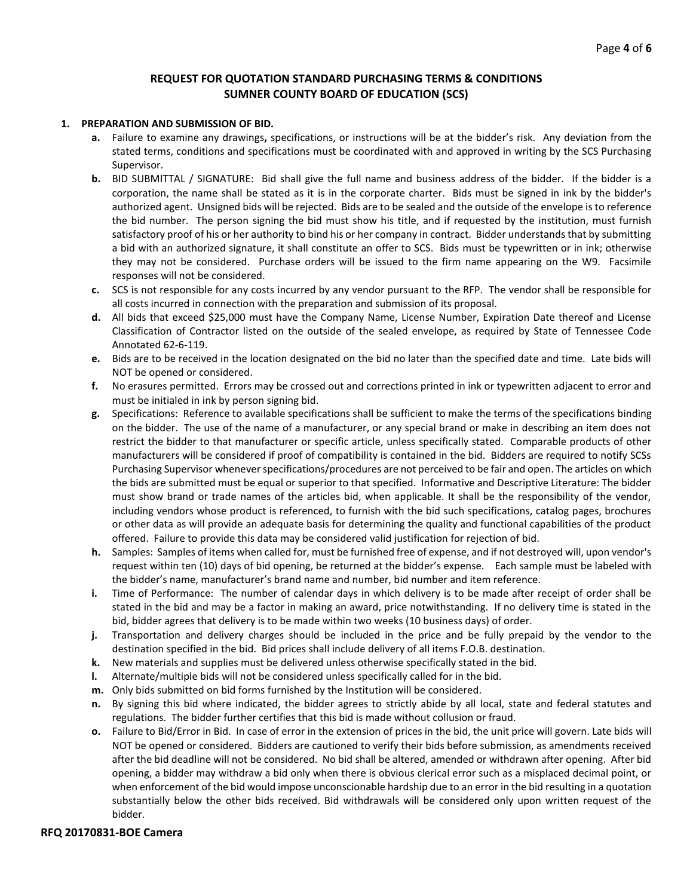# REQUEST FOR QUOTATION STANDARD PURCHASING TERMS & CONDITIONS
# SUMNER COUNTY BOARD OF EDUCATION (SCS)

**1. PREPARATION AND SUBMISSION OF BID.**

- **a.** Failure to examine any drawings**,** specifications, or instructions will be at the bidder's risk. Any deviation from the stated terms, conditions and specifications must be coordinated with and approved in writing by the SCS Purchasing Supervisor.
- **b.** BID SUBMITTAL / SIGNATURE: Bid shall give the full name and business address of the bidder. If the bidder is a corporation, the name shall be stated as it is in the corporate charter. Bids must be signed in ink by the bidder's authorized agent. Unsigned bids will be rejected. Bids are to be sealed and the outside of the envelope is to reference the bid number. The person signing the bid must show his title, and if requested by the institution, must furnish satisfactory proof of his or her authority to bind his or her company in contract. Bidder understands that by submitting a bid with an authorized signature, it shall constitute an offer to SCS. Bids must be typewritten or in ink; otherwise they may not be considered. Purchase orders will be issued to the firm name appearing on the W9. Facsimile responses will not be considered.
- **c.** SCS is not responsible for any costs incurred by any vendor pursuant to the RFP. The vendor shall be responsible for all costs incurred in connection with the preparation and submission of its proposal.
- **d.** All bids that exceed $25,000 must have the Company Name, License Number, Expiration Date thereof and License Classification of Contractor listed on the outside of the sealed envelope, as required by State of Tennessee Code Annotated 62-6-119.
- **e.** Bids are to be received in the location designated on the bid no later than the specified date and time. Late bids will NOT be opened or considered.
- **f.** No erasures permitted. Errors may be crossed out and corrections printed in ink or typewritten adjacent to error and must be initialed in ink by person signing bid.
- **g.** Specifications: Reference to available specifications shall be sufficient to make the terms of the specifications binding on the bidder. The use of the name of a manufacturer, or any special brand or make in describing an item does not restrict the bidder to that manufacturer or specific article, unless specifically stated. Comparable products of other manufacturers will be considered if proof of compatibility is contained in the bid. Bidders are required to notify SCSs Purchasing Supervisor whenever specifications/procedures are not perceived to be fair and open. The articles on which the bids are submitted must be equal or superior to that specified. Informative and Descriptive Literature: The bidder must show brand or trade names of the articles bid, when applicable. It shall be the responsibility of the vendor, including vendors whose product is referenced, to furnish with the bid such specifications, catalog pages, brochures or other data as will provide an adequate basis for determining the quality and functional capabilities of the product offered. Failure to provide this data may be considered valid justification for rejection of bid.
- **h.** Samples: Samples of items when called for, must be furnished free of expense, and if not destroyed will, upon vendor's request within ten (10) days of bid opening, be returned at the bidder's expense. Each sample must be labeled with the bidder's name, manufacturer's brand name and number, bid number and item reference.
- **i.** Time of Performance: The number of calendar days in which delivery is to be made after receipt of order shall be stated in the bid and may be a factor in making an award, price notwithstanding. If no delivery time is stated in the bid, bidder agrees that delivery is to be made within two weeks (10 business days) of order.
- **j.** Transportation and delivery charges should be included in the price and be fully prepaid by the vendor to the destination specified in the bid. Bid prices shall include delivery of all items F.O.B. destination.
- **k.** New materials and supplies must be delivered unless otherwise specifically stated in the bid.
- **l.** Alternate/multiple bids will not be considered unless specifically called for in the bid.
- **m.** Only bids submitted on bid forms furnished by the Institution will be considered.
- **n.** By signing this bid where indicated, the bidder agrees to strictly abide by all local, state and federal statutes and regulations. The bidder further certifies that this bid is made without collusion or fraud.
- **o.** Failure to Bid/Error in Bid. In case of error in the extension of prices in the bid, the unit price will govern. Late bids will NOT be opened or considered. Bidders are cautioned to verify their bids before submission, as amendments received after the bid deadline will not be considered. No bid shall be altered, amended or withdrawn after opening. After bid opening, a bidder may withdraw a bid only when there is obvious clerical error such as a misplaced decimal point, or when enforcement of the bid would impose unconscionable hardship due to an error in the bid resulting in a quotation substantially below the other bids received. Bid withdrawals will be considered only upon written request of the bidder.

**RFQ 20170831-BOE Camera**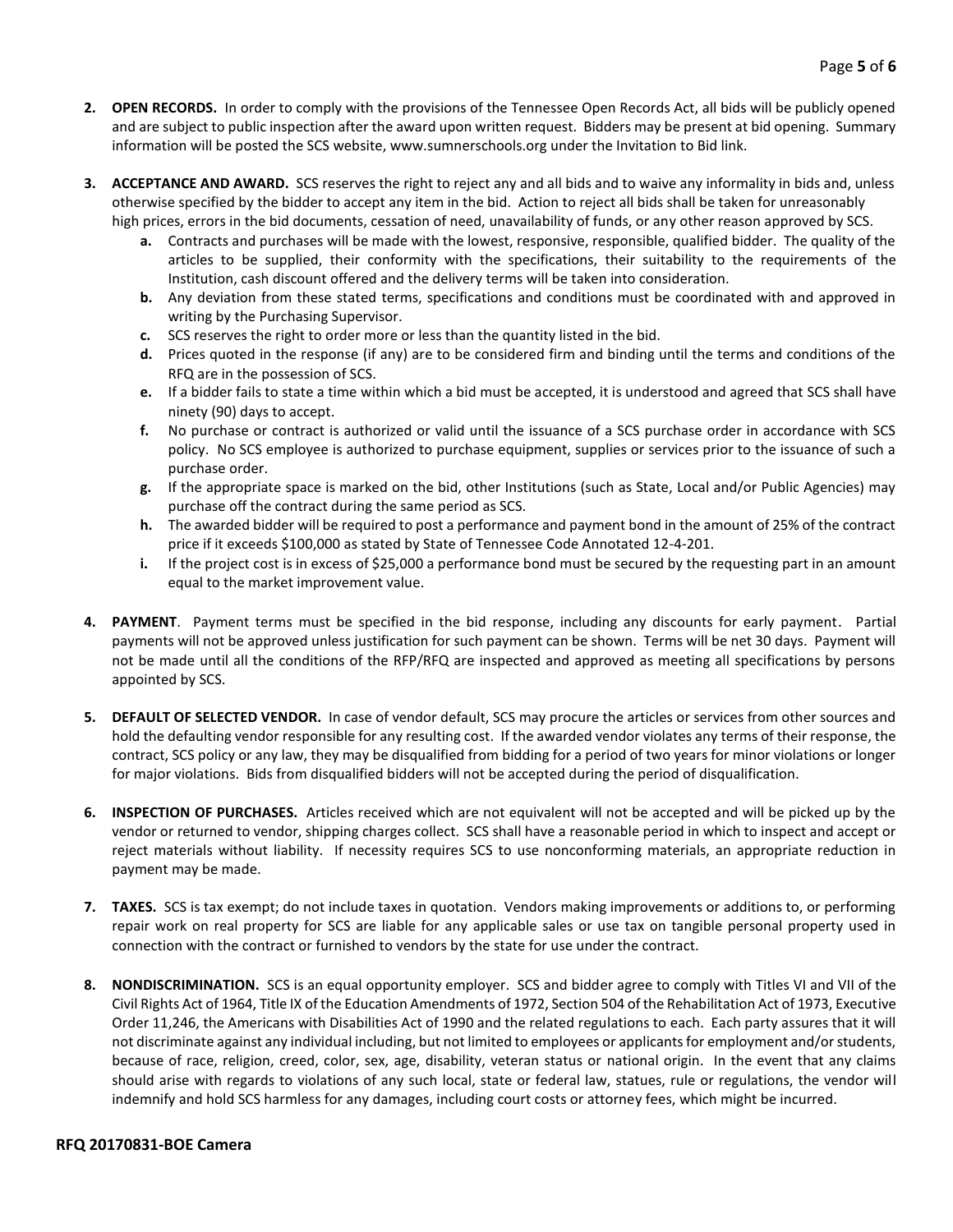2. **OPEN RECORDS.** In order to comply with the provisions of the Tennessee Open Records Act, all bids will be publicly opened and are subject to public inspection after the award upon written request. Bidders may be present at bid opening. Summary information will be posted the SCS website, www.sumnerschools.org under the Invitation to Bid link.

3. **ACCEPTANCE AND AWARD.** SCS reserves the right to reject any and all bids and to waive any informality in bids and, unless otherwise specified by the bidder to accept any item in the bid. Action to reject all bids shall be taken for unreasonably high prices, errors in the bid documents, cessation of need, unavailability of funds, or any other reason approved by SCS.
   - **a.** Contracts and purchases will be made with the lowest, responsive, responsible, qualified bidder. The quality of the articles to be supplied, their conformity with the specifications, their suitability to the requirements of the Institution, cash discount offered and the delivery terms will be taken into consideration.
   - **b.** Any deviation from these stated terms, specifications and conditions must be coordinated with and approved in writing by the Purchasing Supervisor.
   - **c.** SCS reserves the right to order more or less than the quantity listed in the bid.
   - **d.** Prices quoted in the response (if any) are to be considered firm and binding until the terms and conditions of the RFQ are in the possession of SCS.
   - **e.** If a bidder fails to state a time within which a bid must be accepted, it is understood and agreed that SCS shall have ninety (90) days to accept.
   - **f.** No purchase or contract is authorized or valid until the issuance of a SCS purchase order in accordance with SCS policy. No SCS employee is authorized to purchase equipment, supplies or services prior to the issuance of such a purchase order.
   - **g.** If the appropriate space is marked on the bid, other Institutions (such as State, Local and/or Public Agencies) may purchase off the contract during the same period as SCS.
   - **h.** The awarded bidder will be required to post a performance and payment bond in the amount of 25% of the contract price if it exceeds $100,000 as stated by State of Tennessee Code Annotated 12-4-201.
   - **i.** If the project cost is in excess of $25,000 a performance bond must be secured by the requesting part in an amount equal to the market improvement value.

4. **PAYMENT**. Payment terms must be specified in the bid response, including any discounts for early payment. Partial payments will not be approved unless justification for such payment can be shown. Terms will be net 30 days. Payment will not be made until all the conditions of the RFP/RFQ are inspected and approved as meeting all specifications by persons appointed by SCS.

5. **DEFAULT OF SELECTED VENDOR.** In case of vendor default, SCS may procure the articles or services from other sources and hold the defaulting vendor responsible for any resulting cost. If the awarded vendor violates any terms of their response, the contract, SCS policy or any law, they may be disqualified from bidding for a period of two years for minor violations or longer for major violations. Bids from disqualified bidders will not be accepted during the period of disqualification.

6. **INSPECTION OF PURCHASES.** Articles received which are not equivalent will not be accepted and will be picked up by the vendor or returned to vendor, shipping charges collect. SCS shall have a reasonable period in which to inspect and accept or reject materials without liability. If necessity requires SCS to use nonconforming materials, an appropriate reduction in payment may be made.

7. **TAXES.** SCS is tax exempt; do not include taxes in quotation. Vendors making improvements or additions to, or performing repair work on real property for SCS are liable for any applicable sales or use tax on tangible personal property used in connection with the contract or furnished to vendors by the state for use under the contract.

8. **NONDISCRIMINATION.** SCS is an equal opportunity employer. SCS and bidder agree to comply with Titles VI and VII of the Civil Rights Act of 1964, Title IX of the Education Amendments of 1972, Section 504 of the Rehabilitation Act of 1973, Executive Order 11,246, the Americans with Disabilities Act of 1990 and the related regulations to each. Each party assures that it will not discriminate against any individual including, but not limited to employees or applicants for employment and/or students, because of race, religion, creed, color, sex, age, disability, veteran status or national origin. In the event that any claims should arise with regards to violations of any such local, state or federal law, statues, rule or regulations, the vendor will indemnify and hold SCS harmless for any damages, including court costs or attorney fees, which might be incurred.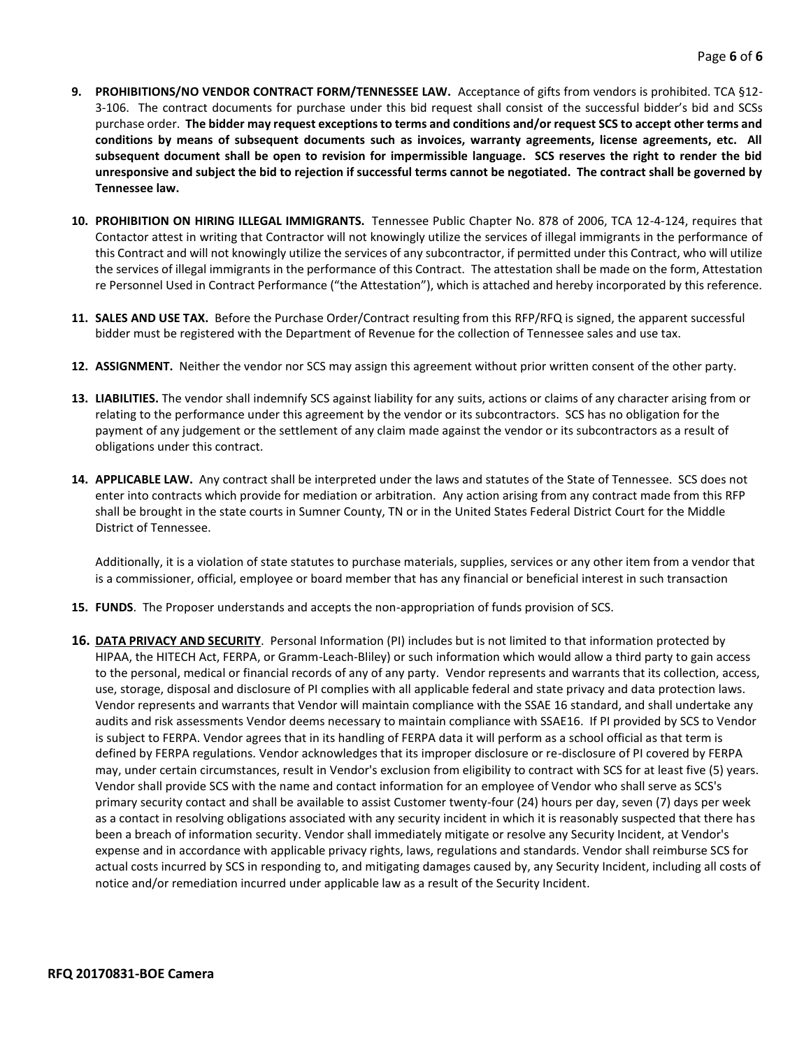9. **PROHIBITIONS/NO VENDOR CONTRACT FORM/TENNESSEE LAW.** Acceptance of gifts from vendors is prohibited. TCA §12-3-106. The contract documents for purchase under this bid request shall consist of the successful bidder's bid and SCSs purchase order. **The bidder may request exceptions to terms and conditions and/or request SCS to accept other terms and conditions by means of subsequent documents such as invoices, warranty agreements, license agreements, etc. All subsequent document shall be open to revision for impermissible language. SCS reserves the right to render the bid unresponsive and subject the bid to rejection if successful terms cannot be negotiated. The contract shall be governed by Tennessee law.**

10. **PROHIBITION ON HIRING ILLEGAL IMMIGRANTS.** Tennessee Public Chapter No. 878 of 2006, TCA 12-4-124, requires that Contactor attest in writing that Contractor will not knowingly utilize the services of illegal immigrants in the performance of this Contract and will not knowingly utilize the services of any subcontractor, if permitted under this Contract, who will utilize the services of illegal immigrants in the performance of this Contract. The attestation shall be made on the form, Attestation re Personnel Used in Contract Performance ("the Attestation"), which is attached and hereby incorporated by this reference.

11. **SALES AND USE TAX.** Before the Purchase Order/Contract resulting from this RFP/RFQ is signed, the apparent successful bidder must be registered with the Department of Revenue for the collection of Tennessee sales and use tax.

12. **ASSIGNMENT.** Neither the vendor nor SCS may assign this agreement without prior written consent of the other party.

13. **LIABILITIES.** The vendor shall indemnify SCS against liability for any suits, actions or claims of any character arising from or relating to the performance under this agreement by the vendor or its subcontractors. SCS has no obligation for the payment of any judgement or the settlement of any claim made against the vendor or its subcontractors as a result of obligations under this contract.

14. **APPLICABLE LAW.** Any contract shall be interpreted under the laws and statutes of the State of Tennessee. SCS does not enter into contracts which provide for mediation or arbitration. Any action arising from any contract made from this RFP shall be brought in the state courts in Sumner County, TN or in the United States Federal District Court for the Middle District of Tennessee.

    Additionally, it is a violation of state statutes to purchase materials, supplies, services or any other item from a vendor that is a commissioner, official, employee or board member that has any financial or beneficial interest in such transaction

15. **FUNDS**. The Proposer understands and accepts the non-appropriation of funds provision of SCS.

16. **DATA PRIVACY AND SECURITY**. Personal Information (PI) includes but is not limited to that information protected by HIPAA, the HITECH Act, FERPA, or Gramm-Leach-Bliley) or such information which would allow a third party to gain access to the personal, medical or financial records of any of any party. Vendor represents and warrants that its collection, access, use, storage, disposal and disclosure of PI complies with all applicable federal and state privacy and data protection laws. Vendor represents and warrants that Vendor will maintain compliance with the SSAE 16 standard, and shall undertake any audits and risk assessments Vendor deems necessary to maintain compliance with SSAE16. If PI provided by SCS to Vendor is subject to FERPA. Vendor agrees that in its handling of FERPA data it will perform as a school official as that term is defined by FERPA regulations. Vendor acknowledges that its improper disclosure or re-disclosure of PI covered by FERPA may, under certain circumstances, result in Vendor's exclusion from eligibility to contract with SCS for at least five (5) years. Vendor shall provide SCS with the name and contact information for an employee of Vendor who shall serve as SCS's primary security contact and shall be available to assist Customer twenty-four (24) hours per day, seven (7) days per week as a contact in resolving obligations associated with any security incident in which it is reasonably suspected that there has been a breach of information security. Vendor shall immediately mitigate or resolve any Security Incident, at Vendor's expense and in accordance with applicable privacy rights, laws, regulations and standards. Vendor shall reimburse SCS for actual costs incurred by SCS in responding to, and mitigating damages caused by, any Security Incident, including all costs of notice and/or remediation incurred under applicable law as a result of the Security Incident.

**RFQ 20170831-BOE Camera**